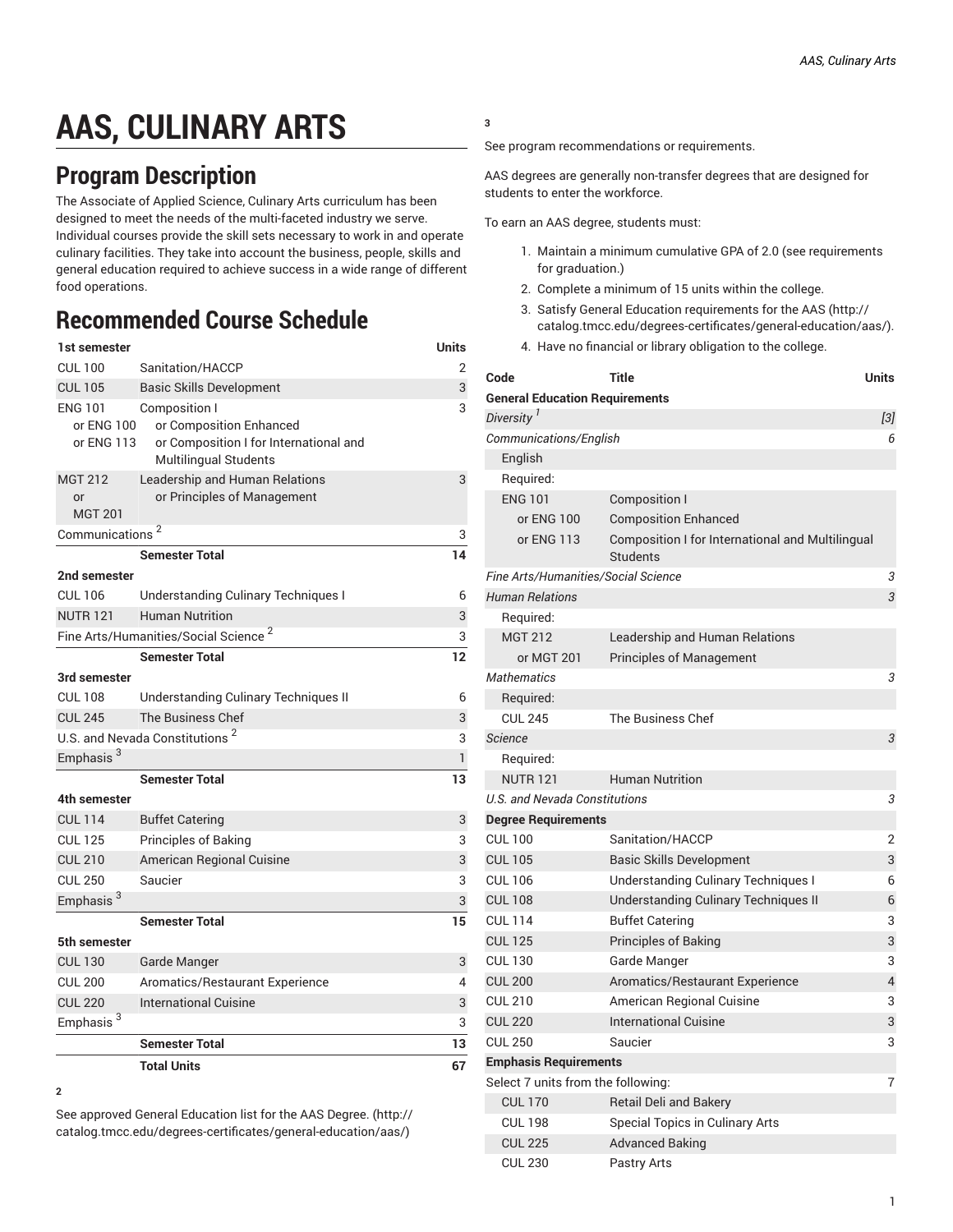# AAS, CULINARY ARTS

## Program Description

The Associate of Applied Science, Culinary Arts curriculum has been designed to meet the needs of the multi-faceted industry we serve. Individual courses provide the skill sets necessary to work in and operate culinary facilities. They take into account the business, people, skills and general education required to achieve success in a wide range of different food operations.

## Recommended Course Schedule

| 1st semester | | Units |
|---|---|---|
| CUL 100 | Sanitation/HACCP | 2 |
| CUL 105 | Basic Skills Development | 3 |
| ENG 101 or ENG 100 or ENG 113 | Composition I or Composition Enhanced or Composition I for International and Multilingual Students | 3 |
| MGT 212 or MGT 201 | Leadership and Human Relations or Principles of Management | 3 |
| Communications [2] | | 3 |
| | **Semester Total** | **14** |
| **2nd semester** | | |
| CUL 106 | Understanding Culinary Techniques I | 6 |
| NUTR 121 | Human Nutrition | 3 |
| Fine Arts/Humanities/Social Science [2] | | 3 |
| | **Semester Total** | **12** |
| **3rd semester** | | |
| CUL 108 | Understanding Culinary Techniques II | 6 |
| CUL 245 | The Business Chef | 3 |
| U.S. and Nevada Constitutions [2] | | 3 |
| Emphasis [3] | | 1 |
| | **Semester Total** | **13** |
| **4th semester** | | |
| CUL 114 | Buffet Catering | 3 |
| CUL 125 | Principles of Baking | 3 |
| CUL 210 | American Regional Cuisine | 3 |
| CUL 250 | Saucier | 3 |
| Emphasis [3] | | 3 |
| | **Semester Total** | **15** |
| **5th semester** | | |
| CUL 130 | Garde Manger | 3 |
| CUL 200 | Aromatics/Restaurant Experience | 4 |
| CUL 220 | International Cuisine | 3 |
| Emphasis [3] | | 3 |
| | **Semester Total** | **13** |
| | **Total Units** | **67** |

**2**

See approved General Education list for the AAS Degree. (http://catalog.tmcc.edu/degrees-certificates/general-education/aas/)

**3**

See program recommendations or requirements.

AAS degrees are generally non-transfer degrees that are designed for students to enter the workforce.

To earn an AAS degree, students must:

1. Maintain a minimum cumulative GPA of 2.0 (see requirements for graduation.)
2. Complete a minimum of 15 units within the college.
3. Satisfy General Education requirements for the AAS (http://catalog.tmcc.edu/degrees-certificates/general-education/aas/).
4. Have no financial or library obligation to the college.

| Code | Title | Units |
|---|---|---|
| **General Education Requirements** | | |
| *Diversity [1]* | | *[3]* |
| *Communications/English* | | *6* |
| English | | |
| Required: | | |
| ENG 101 | Composition I | |
| or ENG 100 | Composition Enhanced | |
| or ENG 113 | Composition I for International and Multilingual Students | |
| *Fine Arts/Humanities/Social Science* | | *3* |
| *Human Relations* | | *3* |
| Required: | | |
| MGT 212 | Leadership and Human Relations | |
| or MGT 201 | Principles of Management | |
| *Mathematics* | | *3* |
| Required: | | |
| CUL 245 | The Business Chef | |
| *Science* | | *3* |
| Required: | | |
| NUTR 121 | Human Nutrition | |
| *U.S. and Nevada Constitutions* | | *3* |
| **Degree Requirements** | | |
| CUL 100 | Sanitation/HACCP | 2 |
| CUL 105 | Basic Skills Development | 3 |
| CUL 106 | Understanding Culinary Techniques I | 6 |
| CUL 108 | Understanding Culinary Techniques II | 6 |
| CUL 114 | Buffet Catering | 3 |
| CUL 125 | Principles of Baking | 3 |
| CUL 130 | Garde Manger | 3 |
| CUL 200 | Aromatics/Restaurant Experience | 4 |
| CUL 210 | American Regional Cuisine | 3 |
| CUL 220 | International Cuisine | 3 |
| CUL 250 | Saucier | 3 |
| **Emphasis Requirements** | | |
| Select 7 units from the following: | | 7 |
| CUL 170 | Retail Deli and Bakery | |
| CUL 198 | Special Topics in Culinary Arts | |
| CUL 225 | Advanced Baking | |
| CUL 230 | Pastry Arts | |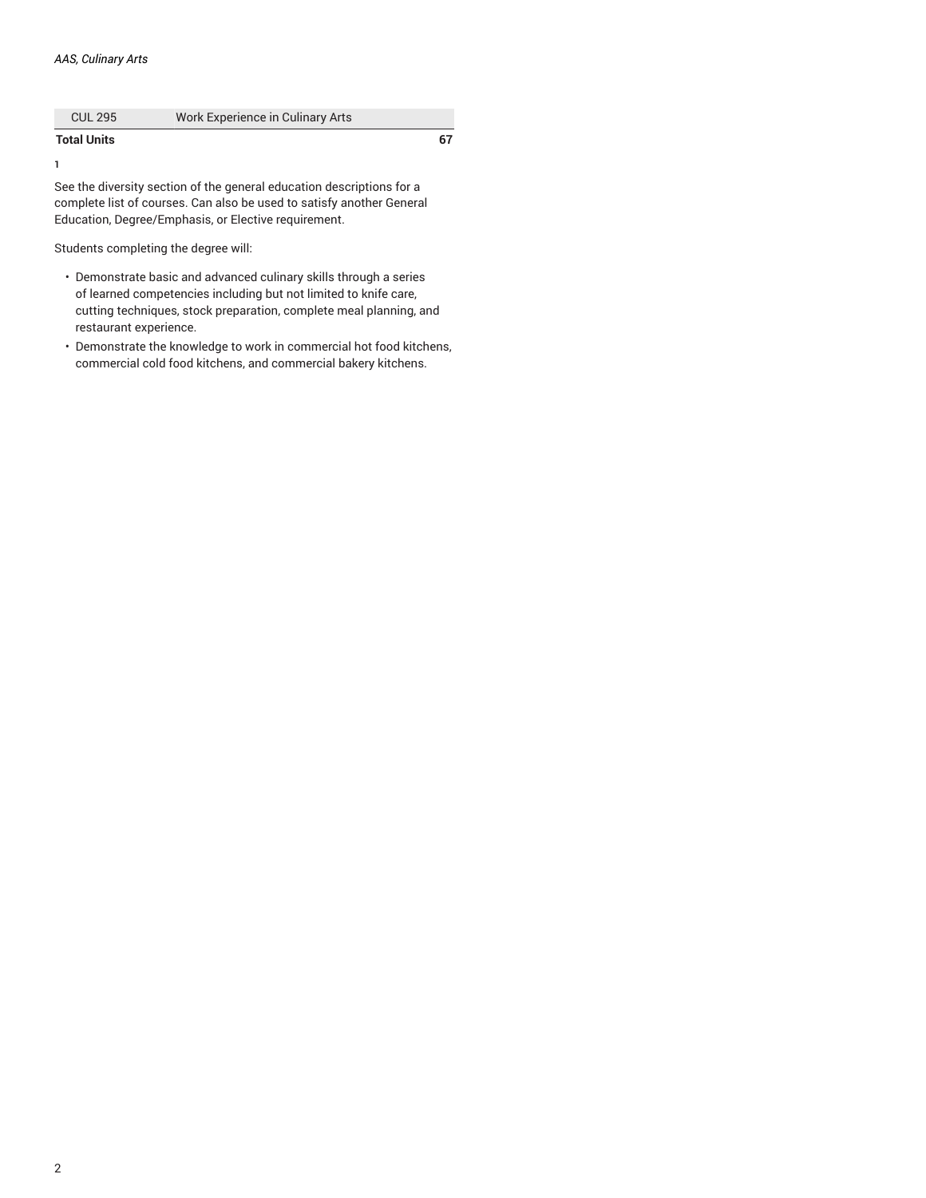| | | |
|---|---|---|
| CUL 295 | Work Experience in Culinary Arts | |
| **Total Units** | | **67** |

1

See the diversity section of the general education descriptions for a complete list of courses. Can also be used to satisfy another General Education, Degree/Emphasis, or Elective requirement.

Students completing the degree will:

- Demonstrate basic and advanced culinary skills through a series of learned competencies including but not limited to knife care, cutting techniques, stock preparation, complete meal planning, and restaurant experience.
- Demonstrate the knowledge to work in commercial hot food kitchens, commercial cold food kitchens, and commercial bakery kitchens.